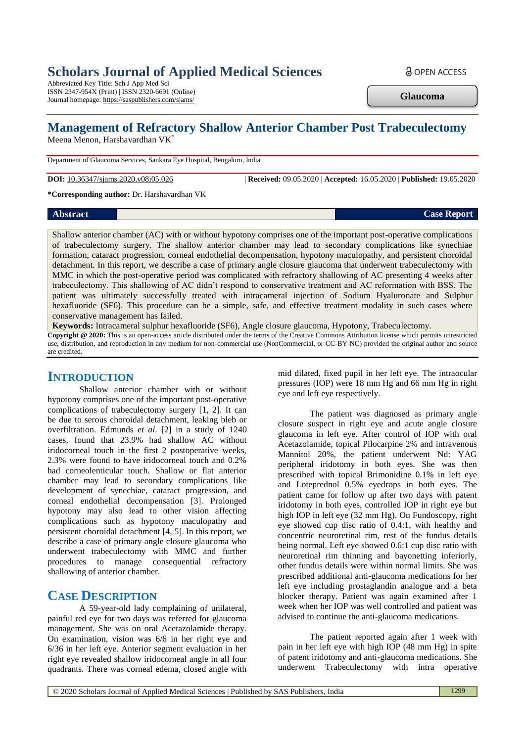# Scholars Journal of Applied Medical Sciences

Abbreviated Key Title: Sch J App Med Sci
ISSN 2347-954X (Print) | ISSN 2320-6691 (Online)
Journal homepage: https://saspublishers.com/sjams/

OPEN ACCESS

**Glaucoma**

## Management of Refractory Shallow Anterior Chamber Post Trabeculectomy

Meena Menon, Harshavardhan VK*

Department of Glaucoma Services, Sankara Eye Hospital, Bengaluru, India

**DOI:** 10.36347/sjams.2020.v08i05.026 | **Received:** 09.05.2020 | **Accepted:** 16.05.2020 | **Published:** 19.05.2020

***Corresponding author:** Dr. Harshavardhan VK

**Abstract** **Case Report**

Shallow anterior chamber (AC) with or without hypotony comprises one of the important post-operative complications of trabeculectomy surgery. The shallow anterior chamber may lead to secondary complications like synechiae formation, cataract progression, corneal endothelial decompensation, hypotony maculopathy, and persistent choroidal detachment. In this report, we describe a case of primary angle closure glaucoma that underwent trabeculectomy with MMC in which the post-operative period was complicated with refractory shallowing of AC presenting 4 weeks after trabeculectomy. This shallowing of AC didn't respond to conservative treatment and AC reformation with BSS. The patient was ultimately successfully treated with intracameral injection of Sodium Hyaluronate and Sulphur hexafluoride (SF6). This procedure can be a simple, safe, and effective treatment modality in such cases where conservative management has failed.

**Keywords:** Intracameral sulphur hexafluoride (SF6), Angle closure glaucoma, Hypotony, Trabeculectomy.

**Copyright @ 2020:** This is an open-access article distributed under the terms of the Creative Commons Attribution license which permits unrestricted use, distribution, and reproduction in any medium for non-commercial use (NonCommercial, or CC-BY-NC) provided the original author and source are credited.

## INTRODUCTION

Shallow anterior chamber with or without hypotony comprises one of the important post-operative complications of trabeculectomy surgery [1, 2]. It can be due to serous choroidal detachment, leaking bleb or overfiltration. Edmunds *et al*. [2] in a study of 1240 cases, found that 23.9% had shallow AC without iridocorneal touch in the first 2 postoperative weeks, 2.3% were found to have iridocorneal touch and 0.2% had corneolenticular touch. Shallow or flat anterior chamber may lead to secondary complications like development of synechiae, cataract progression, and corneal endothelial decompensation [3]. Prolonged hypotony may also lead to other vision affecting complications such as hypotony maculopathy and persistent choroidal detachment [4, 5]. In this report, we describe a case of primary angle closure glaucoma who underwent trabeculectomy with MMC and further procedures to manage consequential refractory shallowing of anterior chamber.

## CASE DESCRIPTION

A 59-year-old lady complaining of unilateral, painful red eye for two days was referred for glaucoma management. She was on oral Acetazolamide therapy. On examination, vision was 6/6 in her right eye and 6/36 in her left eye. Anterior segment evaluation in her right eye revealed shallow iridocorneal angle in all four quadrants. There was corneal edema, closed angle with mid dilated, fixed pupil in her left eye. The intraocular pressures (IOP) were 18 mm Hg and 66 mm Hg in right eye and left eye respectively.

The patient was diagnosed as primary angle closure suspect in right eye and acute angle closure glaucoma in left eye. After control of IOP with oral Acetazolamide, topical Pilocarpine 2% and intravenous Mannitol 20%, the patient underwent Nd: YAG peripheral iridotomy in both eyes. She was then prescribed with topical Brimonidine 0.1% in left eye and Loteprednol 0.5% eyedrops in both eyes. The patient came for follow up after two days with patent iridotomy in both eyes, controlled IOP in right eye but high IOP in left eye (32 mm Hg). On Fundoscopy, right eye showed cup disc ratio of 0.4:1, with healthy and concentric neuroretinal rim, rest of the fundus details being normal. Left eye showed 0.6:1 cup disc ratio with neuroretinal rim thinning and bayonetting inferiorly, other fundus details were within normal limits. She was prescribed additional anti-glaucoma medications for her left eye including prostaglandin analogue and a beta blocker therapy. Patient was again examined after 1 week when her IOP was well controlled and patient was advised to continue the anti-glaucoma medications.

The patient reported again after 1 week with pain in her left eye with high IOP (48 mm Hg) in spite of patent iridotomy and anti-glaucoma medications. She underwent Trabeculectomy with intra operative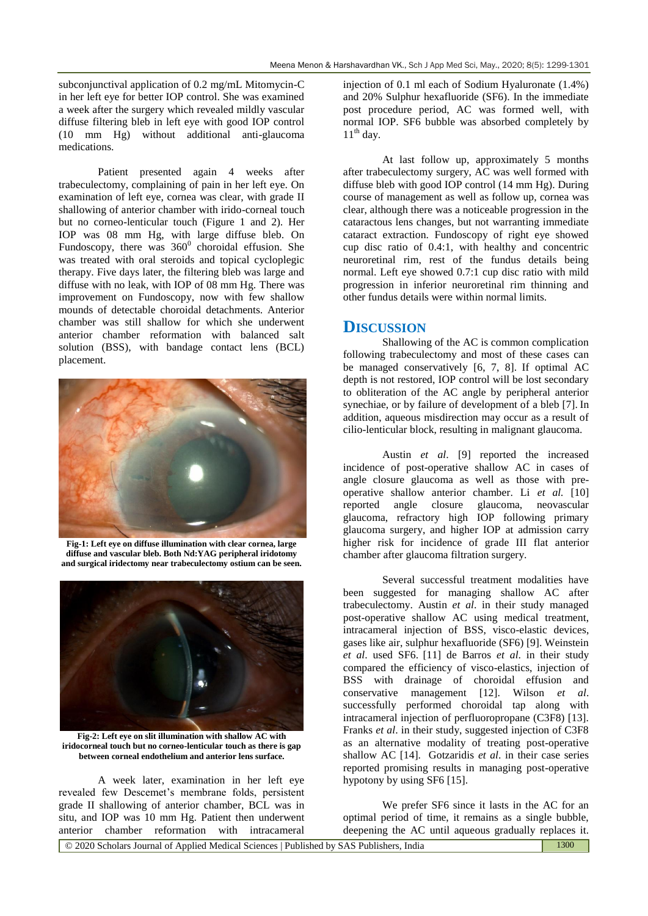subconjunctival application of 0.2 mg/mL Mitomycin-C in her left eye for better IOP control. She was examined a week after the surgery which revealed mildly vascular diffuse filtering bleb in left eye with good IOP control (10 mm Hg) without additional anti-glaucoma medications.

Patient presented again 4 weeks after trabeculectomy, complaining of pain in her left eye. On examination of left eye, cornea was clear, with grade II shallowing of anterior chamber with irido-corneal touch but no corneo-lenticular touch (Figure 1 and 2). Her IOP was 08 mm Hg, with large diffuse bleb. On Fundoscopy, there was $360^0$ choroidal effusion. She was treated with oral steroids and topical cycloplegic therapy. Five days later, the filtering bleb was large and diffuse with no leak, with IOP of 08 mm Hg. There was improvement on Fundoscopy, now with few shallow mounds of detectable choroidal detachments. Anterior chamber was still shallow for which she underwent anterior chamber reformation with balanced salt solution (BSS), with bandage contact lens (BCL) placement.

**Fig-1: Left eye on diffuse illumination with clear cornea, large diffuse and vascular bleb. Both Nd:YAG peripheral iridotomy and surgical iridectomy near trabeculectomy ostium can be seen.**

**Fig-2: Left eye on slit illumination with shallow AC with iridocorneal touch but no corneo-lenticular touch as there is gap between corneal endothelium and anterior lens surface.**

A week later, examination in her left eye revealed few Descemet's membrane folds, persistent grade II shallowing of anterior chamber, BCL was in situ, and IOP was 10 mm Hg. Patient then underwent anterior chamber reformation with intracameral injection of 0.1 ml each of Sodium Hyaluronate (1.4%) and 20% Sulphur hexafluoride (SF6). In the immediate post procedure period, AC was formed well, with normal IOP. SF6 bubble was absorbed completely by $11^{th}$ day.

At last follow up, approximately 5 months after trabeculectomy surgery, AC was well formed with diffuse bleb with good IOP control (14 mm Hg). During course of management as well as follow up, cornea was clear, although there was a noticeable progression in the cataractous lens changes, but not warranting immediate cataract extraction. Fundoscopy of right eye showed cup disc ratio of 0.4:1, with healthy and concentric neuroretinal rim, rest of the fundus details being normal. Left eye showed 0.7:1 cup disc ratio with mild progression in inferior neuroretinal rim thinning and other fundus details were within normal limits.

## DISCUSSION

Shallowing of the AC is common complication following trabeculectomy and most of these cases can be managed conservatively [6, 7, 8]. If optimal AC depth is not restored, IOP control will be lost secondary to obliteration of the AC angle by peripheral anterior synechiae, or by failure of development of a bleb [7]. In addition, aqueous misdirection may occur as a result of cilio-lenticular block, resulting in malignant glaucoma.

Austin *et al*. [9] reported the increased incidence of post-operative shallow AC in cases of angle closure glaucoma as well as those with pre-operative shallow anterior chamber. Li *et al.* [10] reported angle closure glaucoma, neovascular glaucoma, refractory high IOP following primary glaucoma surgery, and higher IOP at admission carry higher risk for incidence of grade III flat anterior chamber after glaucoma filtration surgery.

Several successful treatment modalities have been suggested for managing shallow AC after trabeculectomy. Austin *et al*. in their study managed post-operative shallow AC using medical treatment, intracameral injection of BSS, visco-elastic devices, gases like air, sulphur hexafluoride (SF6) [9]. Weinstein *et al*. used SF6. [11] de Barros *et al*. in their study compared the efficiency of visco-elastics, injection of BSS with drainage of choroidal effusion and conservative management [12]. Wilson *et al*. successfully performed choroidal tap along with intracameral injection of perfluoropropane (C3F8) [13]. Franks *et al*. in their study, suggested injection of C3F8 as an alternative modality of treating post-operative shallow AC [14]. Gotzaridis *et al*. in their case series reported promising results in managing post-operative hypotony by using SF6 [15].

We prefer SF6 since it lasts in the AC for an optimal period of time, it remains as a single bubble, deepening the AC until aqueous gradually replaces it.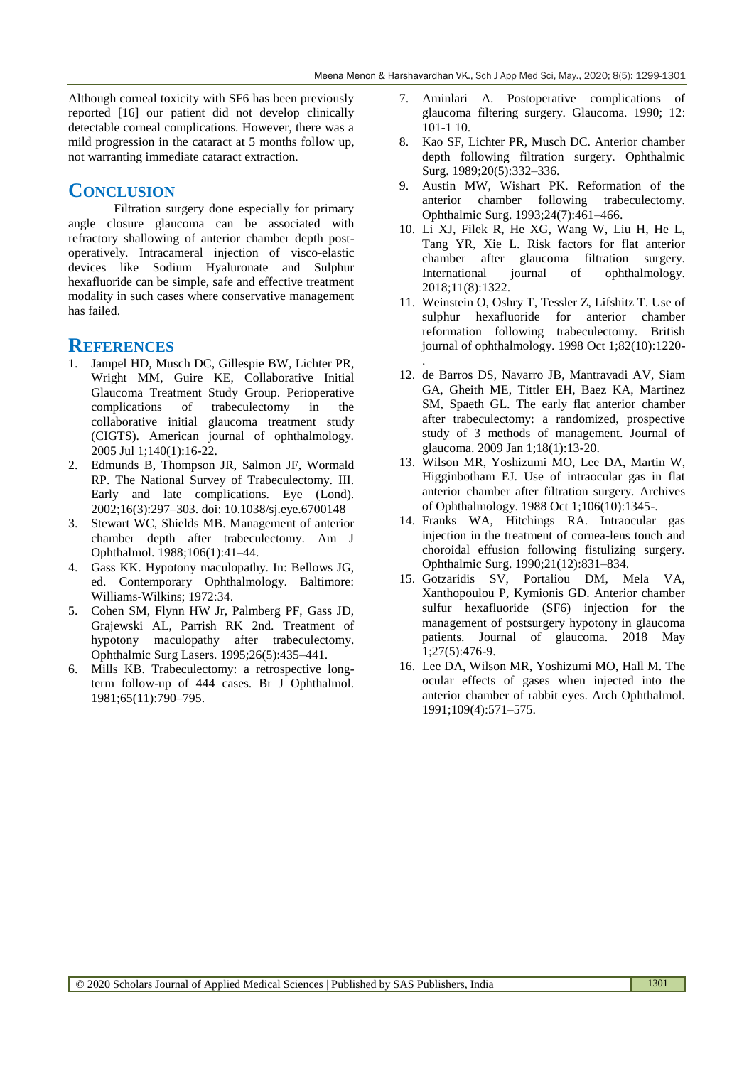Although corneal toxicity with SF6 has been previously reported [16] our patient did not develop clinically detectable corneal complications. However, there was a mild progression in the cataract at 5 months follow up, not warranting immediate cataract extraction.

## Conclusion

Filtration surgery done especially for primary angle closure glaucoma can be associated with refractory shallowing of anterior chamber depth post-operatively. Intracameral injection of visco-elastic devices like Sodium Hyaluronate and Sulphur hexafluoride can be simple, safe and effective treatment modality in such cases where conservative management has failed.

## References

1. Jampel HD, Musch DC, Gillespie BW, Lichter PR, Wright MM, Guire KE, Collaborative Initial Glaucoma Treatment Study Group. Perioperative complications of trabeculectomy in the collaborative initial glaucoma treatment study (CIGTS). American journal of ophthalmology. 2005 Jul 1;140(1):16-22.
2. Edmunds B, Thompson JR, Salmon JF, Wormald RP. The National Survey of Trabeculectomy. III. Early and late complications. Eye (Lond). 2002;16(3):297–303. doi: 10.1038/sj.eye.6700148
3. Stewart WC, Shields MB. Management of anterior chamber depth after trabeculectomy. Am J Ophthalmol. 1988;106(1):41–44.
4. Gass KK. Hypotony maculopathy. In: Bellows JG, ed. Contemporary Ophthalmology. Baltimore: Williams-Wilkins; 1972:34.
5. Cohen SM, Flynn HW Jr, Palmberg PF, Gass JD, Grajewski AL, Parrish RK 2nd. Treatment of hypotony maculopathy after trabeculectomy. Ophthalmic Surg Lasers. 1995;26(5):435–441.
6. Mills KB. Trabeculectomy: a retrospective long-term follow-up of 444 cases. Br J Ophthalmol. 1981;65(11):790–795.
7. Aminlari A. Postoperative complications of glaucoma filtering surgery. Glaucoma. 1990; 12: 101-1 10.
8. Kao SF, Lichter PR, Musch DC. Anterior chamber depth following filtration surgery. Ophthalmic Surg. 1989;20(5):332–336.
9. Austin MW, Wishart PK. Reformation of the anterior chamber following trabeculectomy. Ophthalmic Surg. 1993;24(7):461–466.
10. Li XJ, Filek R, He XG, Wang W, Liu H, He L, Tang YR, Xie L. Risk factors for flat anterior chamber after glaucoma filtration surgery. International journal of ophthalmology. 2018;11(8):1322.
11. Weinstein O, Oshry T, Tessler Z, Lifshitz T. Use of sulphur hexafluoride for anterior chamber reformation following trabeculectomy. British journal of ophthalmology. 1998 Oct 1;82(10):1220-.
12. de Barros DS, Navarro JB, Mantravadi AV, Siam GA, Gheith ME, Tittler EH, Baez KA, Martinez SM, Spaeth GL. The early flat anterior chamber after trabeculectomy: a randomized, prospective study of 3 methods of management. Journal of glaucoma. 2009 Jan 1;18(1):13-20.
13. Wilson MR, Yoshizumi MO, Lee DA, Martin W, Higginbotham EJ. Use of intraocular gas in flat anterior chamber after filtration surgery. Archives of Ophthalmology. 1988 Oct 1;106(10):1345-.
14. Franks WA, Hitchings RA. Intraocular gas injection in the treatment of cornea-lens touch and choroidal effusion following fistulizing surgery. Ophthalmic Surg. 1990;21(12):831–834.
15. Gotzaridis SV, Portaliou DM, Mela VA, Xanthopoulou P, Kymionis GD. Anterior chamber sulfur hexafluoride (SF6) injection for the management of postsurgery hypotony in glaucoma patients. Journal of glaucoma. 2018 May 1;27(5):476-9.
16. Lee DA, Wilson MR, Yoshizumi MO, Hall M. The ocular effects of gases when injected into the anterior chamber of rabbit eyes. Arch Ophthalmol. 1991;109(4):571–575.